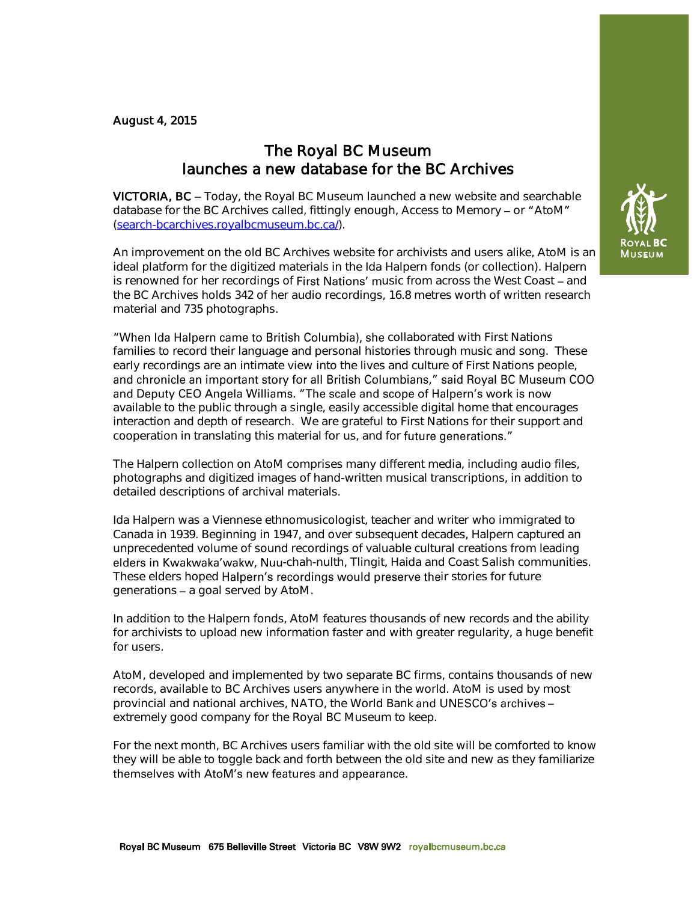August 4, 2015

# The Royal BC Museum launches a new database for the BC Archives

**VICTORIA, BC** – Today, the Royal BC Museum launched a new website and searchable database for the BC Archives called, fittingly enough, Access to Memory – or "AtoM" (search-bcarchives.royalbcmuseum.bc.ca/).

An improvement on the old BC Archives website for archivists and users alike, AtoM is an ideal platform for the digitized materials in the Ida Halpern fonds (or collection). Halpern is renowned for her recordings of First Nations' music from across the West Coast – and the BC Archives holds 342 of her audio recordings, 16.8 metres worth of written research material and 735 photographs.

"When Ida Halpern came to British Columbia), she collaborated with First Nations families to record their language and personal histories through music and song. These early recordings are an intimate view into the lives and culture of First Nations people, and chronicle an important story for all British Columbians," said Royal BC Museum COO and Deputy CEO Angela Williams. "The scale and scope of Halpern's work is now available to the public through a single, easily accessible digital home that encourages interaction and depth of research. We are grateful to First Nations for their support and cooperation in translating this material for us, and for future generations."

The Halpern collection on AtoM comprises many different media, including audio files, photographs and digitized images of hand-written musical transcriptions, in addition to detailed descriptions of archival materials.

Ida Halpern was a Viennese ethnomusicologist, teacher and writer who immigrated to Canada in 1939. Beginning in 1947, and over subsequent decades, Halpern captured an unprecedented volume of sound recordings of valuable cultural creations from leading elders in Kwakwaka'wakw, Nuu-chah-nulth, Tlingit, Haida and Coast Salish communities. These elders hoped Halpern's recordings would preserve their stories for future generations – a goal served by AtoM.

In addition to the Halpern fonds, AtoM features thousands of new records and the ability for archivists to upload new information faster and with greater regularity, a huge benefit for users.

AtoM, developed and implemented by two separate BC firms, contains thousands of new records, available to BC Archives users anywhere in the world. AtoM is used by most provincial and national archives, NATO, the World Bank and UNESCO's archives – extremely good company for the Royal BC Museum to keep.

For the next month, BC Archives users familiar with the old site will be comforted to know they will be able to toggle back and forth between the old site and new as they familiarize themselves with AtoM's new features and appearance.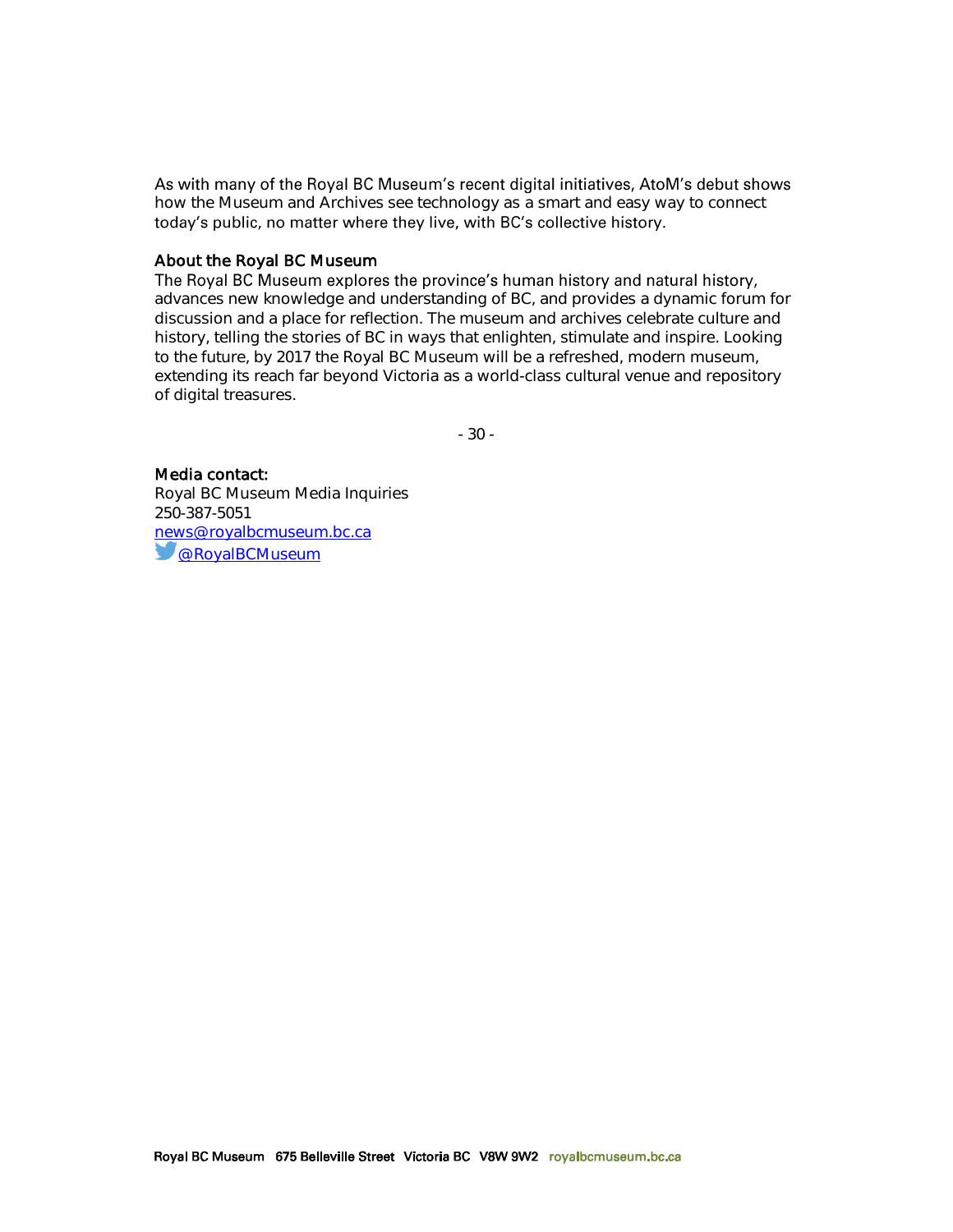As with many of the Royal BC Museum's recent digital initiatives, AtoM's debut shows how the Museum and Archives see technology as a smart and easy way to connect today's public, no matter where they live, with BC's collective history.

**About the Royal BC Museum**

The Royal BC Museum explores the province's human history and natural history, advances new knowledge and understanding of BC, and provides a dynamic forum for discussion and a place for reflection. The museum and archives celebrate culture and history, telling the stories of BC in ways that enlighten, stimulate and inspire. Looking to the future, by 2017 the Royal BC Museum will be a refreshed, modern museum, extending its reach far beyond Victoria as a world-class cultural venue and repository of digital treasures.

- 30 -

**Media contact:**
Royal BC Museum Media Inquiries
250-387-5051
news@royalbcmuseum.bc.ca
@RoyalBCMuseum

Royal BC Museum 675 Belleville Street Victoria BC V8W 9W2 royalbcmuseum.bc.ca